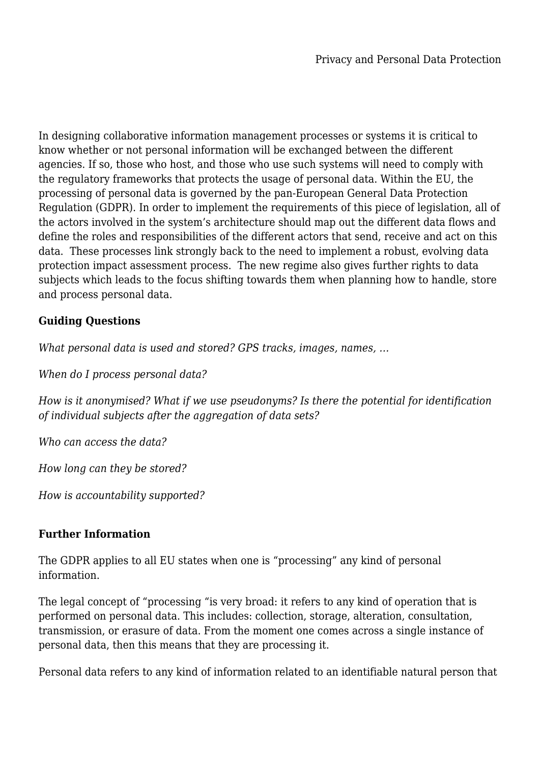In designing collaborative information management processes or systems it is critical to know whether or not personal information will be exchanged between the different agencies. If so, those who host, and those who use such systems will need to comply with the regulatory frameworks that protects the usage of personal data. Within the EU, the processing of personal data is governed by the pan-European General Data Protection Regulation (GDPR). In order to implement the requirements of this piece of legislation, all of the actors involved in the system's architecture should map out the different data flows and define the roles and responsibilities of the different actors that send, receive and act on this data.  These processes link strongly back to the need to implement a robust, evolving data protection impact assessment process.  The new regime also gives further rights to data subjects which leads to the focus shifting towards them when planning how to handle, store and process personal data.

**Guiding Questions**

*What personal data is used and stored? GPS tracks, images, names, …*

*When do I process personal data?*

*How is it anonymised? What if we use pseudonyms? Is there the potential for identification of individual subjects after the aggregation of data sets?*

*Who can access the data?*

*How long can they be stored?*

*How is accountability supported?*

**Further Information**

The GDPR applies to all EU states when one is "processing" any kind of personal information.

The legal concept of "processing "is very broad: it refers to any kind of operation that is performed on personal data. This includes: collection, storage, alteration, consultation, transmission, or erasure of data. From the moment one comes across a single instance of personal data, then this means that they are processing it.

Personal data refers to any kind of information related to an identifiable natural person that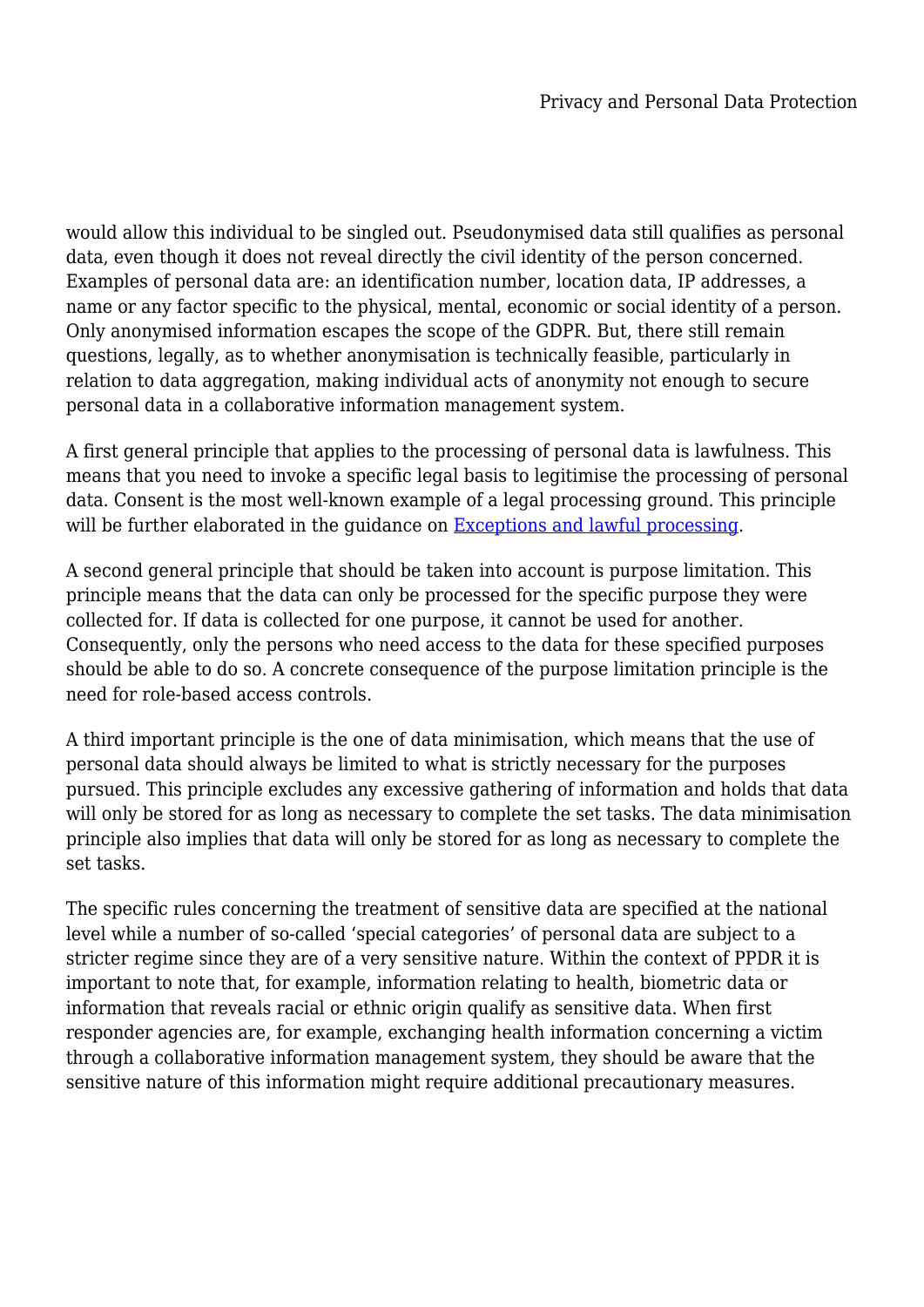would allow this individual to be singled out. Pseudonymised data still qualifies as personal data, even though it does not reveal directly the civil identity of the person concerned. Examples of personal data are: an identification number, location data, IP addresses, a name or any factor specific to the physical, mental, economic or social identity of a person. Only anonymised information escapes the scope of the GDPR. But, there still remain questions, legally, as to whether anonymisation is technically feasible, particularly in relation to data aggregation, making individual acts of anonymity not enough to secure personal data in a collaborative information management system.

A first general principle that applies to the processing of personal data is lawfulness. This means that you need to invoke a specific legal basis to legitimise the processing of personal data. Consent is the most well-known example of a legal processing ground. This principle will be further elaborated in the guidance on [Exceptions and lawful processing](#).

A second general principle that should be taken into account is purpose limitation. This principle means that the data can only be processed for the specific purpose they were collected for. If data is collected for one purpose, it cannot be used for another. Consequently, only the persons who need access to the data for these specified purposes should be able to do so. A concrete consequence of the purpose limitation principle is the need for role-based access controls.

A third important principle is the one of data minimisation, which means that the use of personal data should always be limited to what is strictly necessary for the purposes pursued. This principle excludes any excessive gathering of information and holds that data will only be stored for as long as necessary to complete the set tasks. The data minimisation principle also implies that data will only be stored for as long as necessary to complete the set tasks.

The specific rules concerning the treatment of sensitive data are specified at the national level while a number of so-called 'special categories' of personal data are subject to a stricter regime since they are of a very sensitive nature. Within the context of PPDR it is important to note that, for example, information relating to health, biometric data or information that reveals racial or ethnic origin qualify as sensitive data. When first responder agencies are, for example, exchanging health information concerning a victim through a collaborative information management system, they should be aware that the sensitive nature of this information might require additional precautionary measures.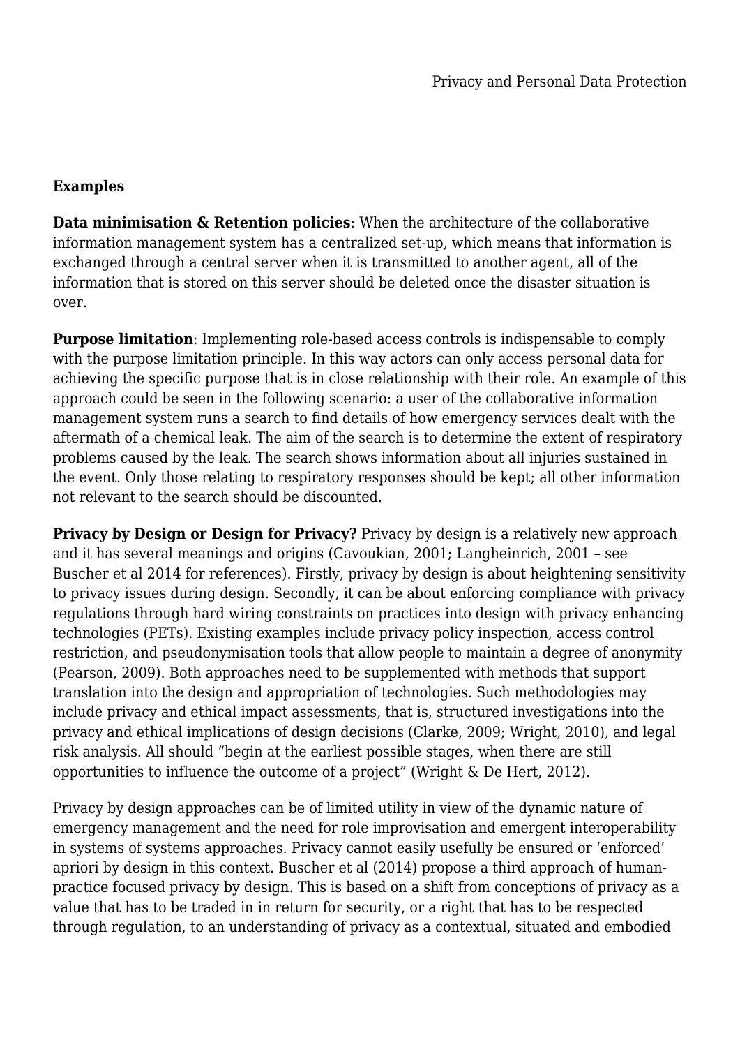**Examples**

**Data minimisation & Retention policies**: When the architecture of the collaborative information management system has a centralized set-up, which means that information is exchanged through a central server when it is transmitted to another agent, all of the information that is stored on this server should be deleted once the disaster situation is over.

**Purpose limitation**: Implementing role-based access controls is indispensable to comply with the purpose limitation principle. In this way actors can only access personal data for achieving the specific purpose that is in close relationship with their role. An example of this approach could be seen in the following scenario: a user of the collaborative information management system runs a search to find details of how emergency services dealt with the aftermath of a chemical leak. The aim of the search is to determine the extent of respiratory problems caused by the leak. The search shows information about all injuries sustained in the event. Only those relating to respiratory responses should be kept; all other information not relevant to the search should be discounted.

**Privacy by Design or Design for Privacy?** Privacy by design is a relatively new approach and it has several meanings and origins (Cavoukian, 2001; Langheinrich, 2001 – see Buscher et al 2014 for references). Firstly, privacy by design is about heightening sensitivity to privacy issues during design. Secondly, it can be about enforcing compliance with privacy regulations through hard wiring constraints on practices into design with privacy enhancing technologies (PETs). Existing examples include privacy policy inspection, access control restriction, and pseudonymisation tools that allow people to maintain a degree of anonymity (Pearson, 2009). Both approaches need to be supplemented with methods that support translation into the design and appropriation of technologies. Such methodologies may include privacy and ethical impact assessments, that is, structured investigations into the privacy and ethical implications of design decisions (Clarke, 2009; Wright, 2010), and legal risk analysis. All should "begin at the earliest possible stages, when there are still opportunities to influence the outcome of a project" (Wright & De Hert, 2012).

Privacy by design approaches can be of limited utility in view of the dynamic nature of emergency management and the need for role improvisation and emergent interoperability in systems of systems approaches. Privacy cannot easily usefully be ensured or 'enforced' apriori by design in this context. Buscher et al (2014) propose a third approach of human-practice focused privacy by design. This is based on a shift from conceptions of privacy as a value that has to be traded in in return for security, or a right that has to be respected through regulation, to an understanding of privacy as a contextual, situated and embodied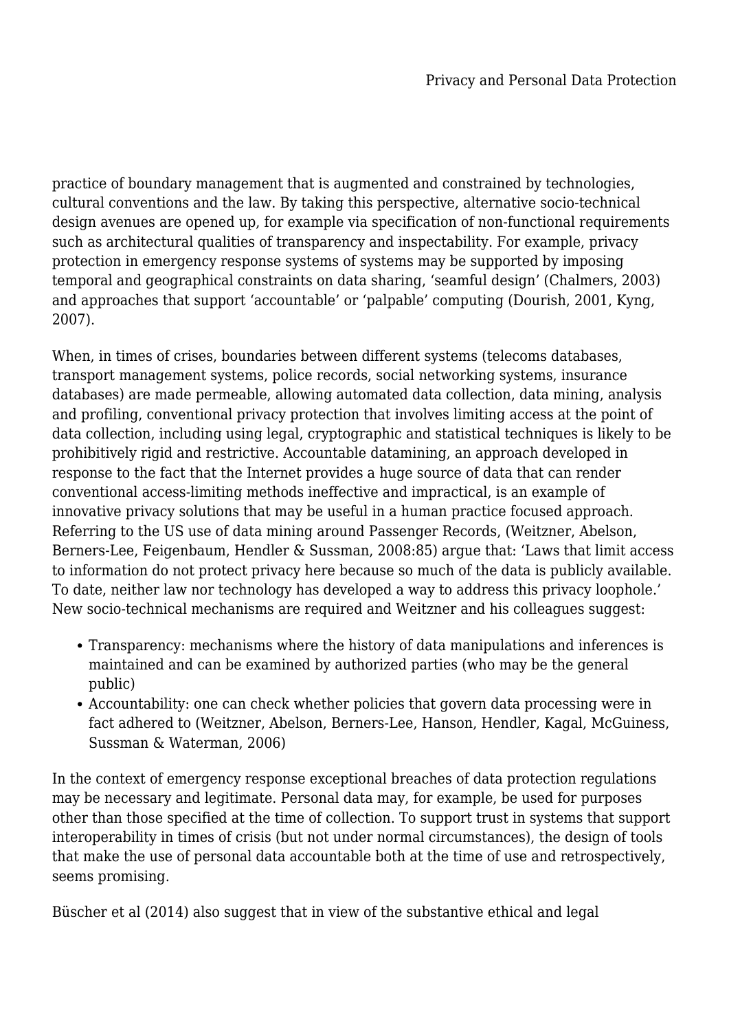practice of boundary management that is augmented and constrained by technologies, cultural conventions and the law. By taking this perspective, alternative socio-technical design avenues are opened up, for example via specification of non-functional requirements such as architectural qualities of transparency and inspectability. For example, privacy protection in emergency response systems of systems may be supported by imposing temporal and geographical constraints on data sharing, 'seamful design' (Chalmers, 2003) and approaches that support 'accountable' or 'palpable' computing (Dourish, 2001, Kyng, 2007).

When, in times of crises, boundaries between different systems (telecoms databases, transport management systems, police records, social networking systems, insurance databases) are made permeable, allowing automated data collection, data mining, analysis and profiling, conventional privacy protection that involves limiting access at the point of data collection, including using legal, cryptographic and statistical techniques is likely to be prohibitively rigid and restrictive. Accountable datamining, an approach developed in response to the fact that the Internet provides a huge source of data that can render conventional access-limiting methods ineffective and impractical, is an example of innovative privacy solutions that may be useful in a human practice focused approach. Referring to the US use of data mining around Passenger Records, (Weitzner, Abelson, Berners-Lee, Feigenbaum, Hendler & Sussman, 2008:85) argue that: 'Laws that limit access to information do not protect privacy here because so much of the data is publicly available. To date, neither law nor technology has developed a way to address this privacy loophole.' New socio-technical mechanisms are required and Weitzner and his colleagues suggest:

- Transparency: mechanisms where the history of data manipulations and inferences is maintained and can be examined by authorized parties (who may be the general public)
- Accountability: one can check whether policies that govern data processing were in fact adhered to (Weitzner, Abelson, Berners-Lee, Hanson, Hendler, Kagal, McGuiness, Sussman & Waterman, 2006)

In the context of emergency response exceptional breaches of data protection regulations may be necessary and legitimate. Personal data may, for example, be used for purposes other than those specified at the time of collection. To support trust in systems that support interoperability in times of crisis (but not under normal circumstances), the design of tools that make the use of personal data accountable both at the time of use and retrospectively, seems promising.

Büscher et al (2014) also suggest that in view of the substantive ethical and legal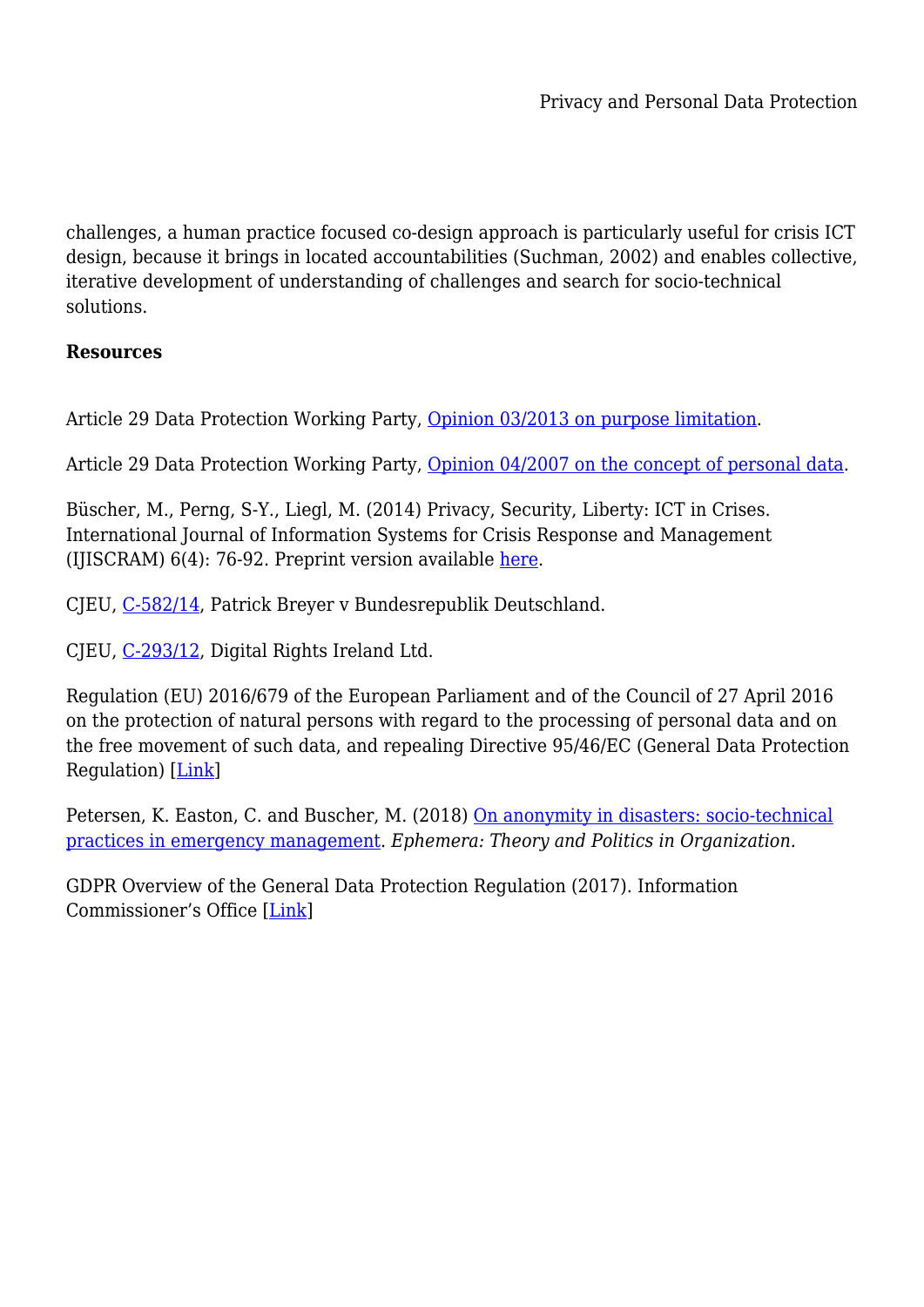challenges, a human practice focused co-design approach is particularly useful for crisis ICT design, because it brings in located accountabilities (Suchman, 2002) and enables collective, iterative development of understanding of challenges and search for socio-technical solutions.

**Resources**

Article 29 Data Protection Working Party, Opinion 03/2013 on purpose limitation.

Article 29 Data Protection Working Party, Opinion 04/2007 on the concept of personal data.

Büscher, M., Perng, S-Y., Liegl, M. (2014) Privacy, Security, Liberty: ICT in Crises. International Journal of Information Systems for Crisis Response and Management (IJISCRAM) 6(4): 76-92. Preprint version available here.

CJEU, C-582/14, Patrick Breyer v Bundesrepublik Deutschland.

CJEU, C-293/12, Digital Rights Ireland Ltd.

Regulation (EU) 2016/679 of the European Parliament and of the Council of 27 April 2016 on the protection of natural persons with regard to the processing of personal data and on the free movement of such data, and repealing Directive 95/46/EC (General Data Protection Regulation) [Link]

Petersen, K. Easton, C. and Buscher, M. (2018) On anonymity in disasters: socio-technical practices in emergency management. *Ephemera: Theory and Politics in Organization.*

GDPR Overview of the General Data Protection Regulation (2017). Information Commissioner's Office [Link]